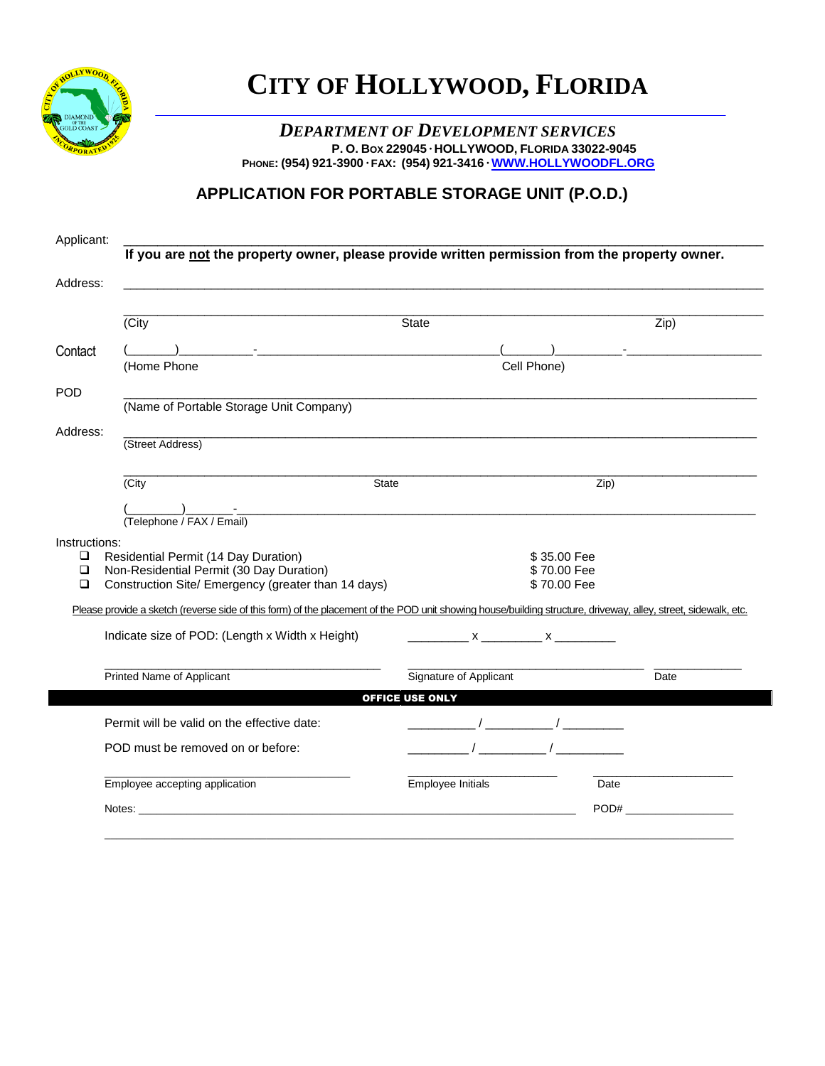# CITY OF HOLLYWOOD, FLORIDA

### *DEPARTMENT OF DEVELOPMENT SERVICES*

**P. O. BOX 229045 · HOLLYWOOD, FLORIDA 33022-9045**
**PHONE: (954) 921-3900 · FAX: (954) 921-3416 · WWW.HOLLYWOODFL.ORG**

## APPLICATION FOR PORTABLE STORAGE UNIT (P.O.D.)

Applicant: ____________________________________________________________

**If you are not the property owner, please provide written permission from the property owner.**

Address: ____________________________________________________________

____________________________________________________________
(City                    State                    Zip)

Contact (______)__________-______________________(______)_________-__________________
(Home Phone                    Cell Phone)

POD ____________________________________________________________
(Name of Portable Storage Unit Company)

Address: ____________________________________________________________
(Street Address)

____________________________________________________________
(City                    State                    Zip)

(________)_______-____________________________________________
(Telephone / FAX / Email)

Instructions:

- ❑ Residential Permit (14 Day Duration) — $ 35.00 Fee
- ❑ Non-Residential Permit (30 Day Duration) — $ 70.00 Fee
- ❑ Construction Site/ Emergency (greater than 14 days) — $ 70.00 Fee

Please provide a sketch (reverse side of this form) of the placement of the POD unit showing house/building structure, driveway, alley, street, sidewalk, etc.

Indicate size of POD: (Length x Width x Height) _________ x _________ x _________

_______________________________ _______________________________ ____________
Printed Name of Applicant                    Signature of Applicant                    Date

**OFFICE USE ONLY**

Permit will be valid on the effective date: _________ / _________ / _________

POD must be removed on or before: _________ / _________ / _________

_______________________________ ____________________ ____________________
Employee accepting application                    Employee Initials                    Date

Notes: ______________________________________________ POD# ______________

____________________________________________________________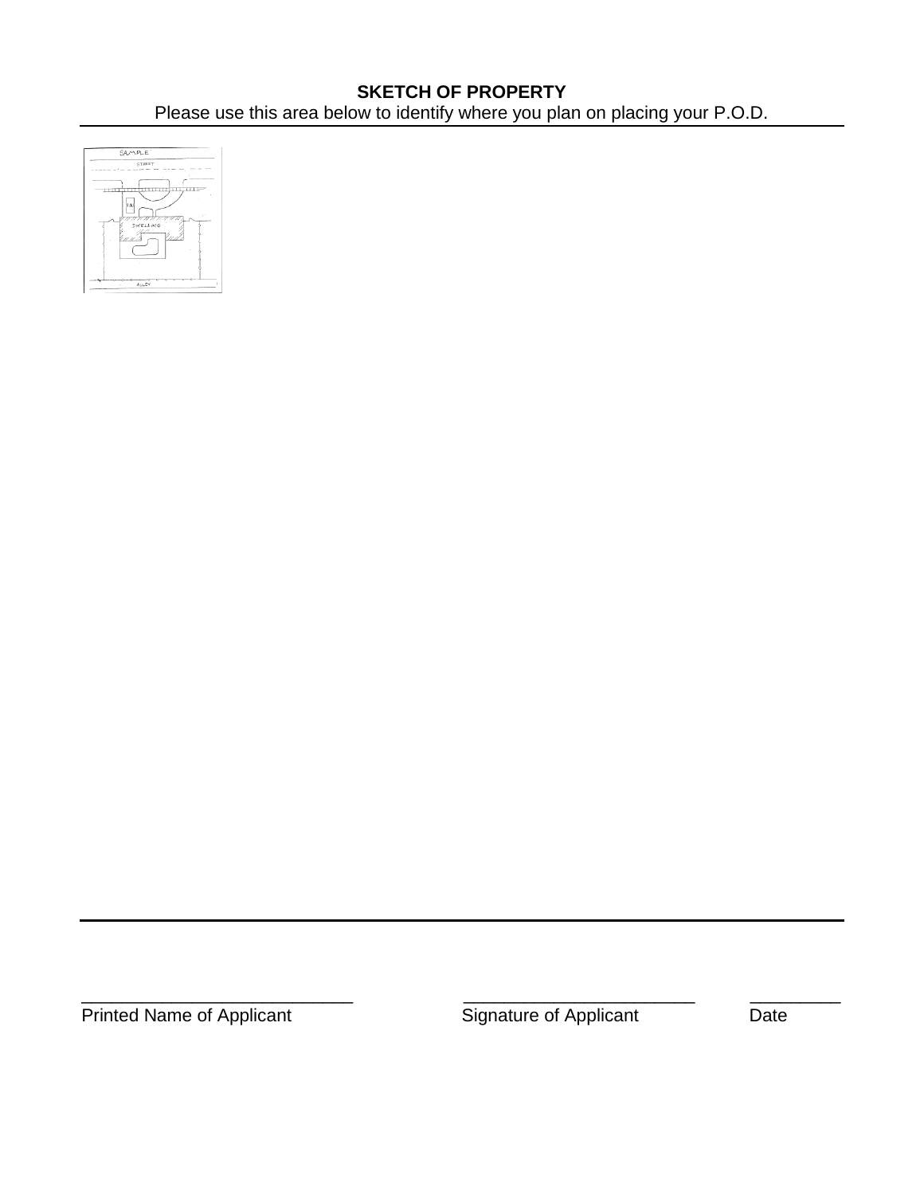**SKETCH OF PROPERTY**

Please use this area below to identify where you plan on placing your P.O.D.

SAMPLE

STREET

DWELLING

ALLEY

______________________________ ______________________________ ____________

Printed Name of Applicant Signature of Applicant Date